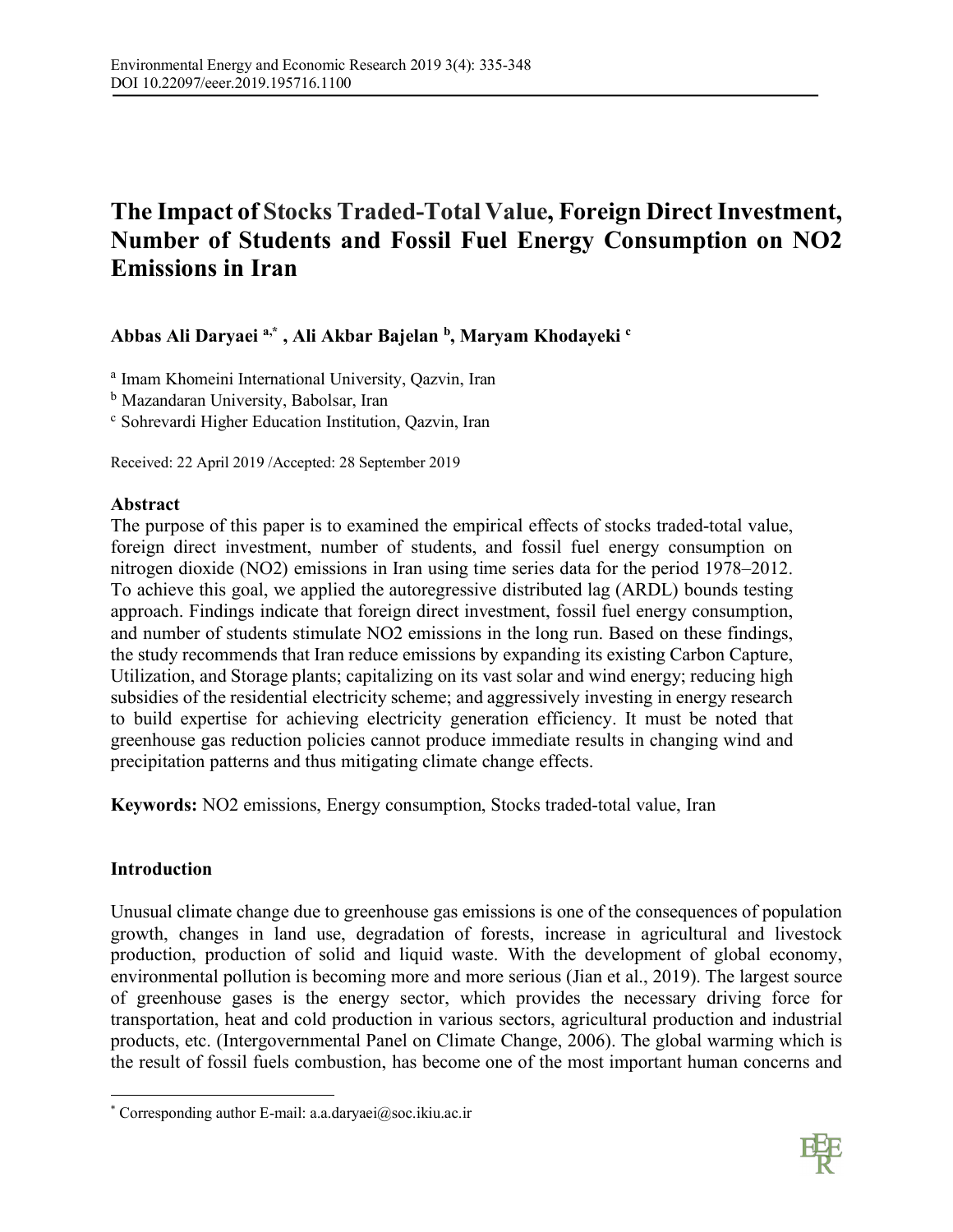# The Impact of Stocks Traded-Total Value, Foreign Direct Investment, Number of Students and Fossil Fuel Energy Consumption on NO2 Emissions in Iran

**Abbas Ali Daryaei [a,*], Ali Akbar Bajelan [b], Maryam Khodayeki [c]**

[a] Imam Khomeini International University, Qazvin, Iran

[b] Mazandaran University, Babolsar, Iran

[c] Sohrevardi Higher Education Institution, Qazvin, Iran

Received: 22 April 2019 /Accepted: 28 September 2019

## Abstract

The purpose of this paper is to examined the empirical effects of stocks traded-total value, foreign direct investment, number of students, and fossil fuel energy consumption on nitrogen dioxide ($NO_2$) emissions in Iran using time series data for the period 1978–2012. To achieve this goal, we applied the autoregressive distributed lag (ARDL) bounds testing approach. Findings indicate that foreign direct investment, fossil fuel energy consumption, and number of students stimulate $NO_2$ emissions in the long run. Based on these findings, the study recommends that Iran reduce emissions by expanding its existing Carbon Capture, Utilization, and Storage plants; capitalizing on its vast solar and wind energy; reducing high subsidies of the residential electricity scheme; and aggressively investing in energy research to build expertise for achieving electricity generation efficiency. It must be noted that greenhouse gas reduction policies cannot produce immediate results in changing wind and precipitation patterns and thus mitigating climate change effects.

**Keywords:** $NO_2$ emissions, Energy consumption, Stocks traded-total value, Iran

## Introduction

Unusual climate change due to greenhouse gas emissions is one of the consequences of population growth, changes in land use, degradation of forests, increase in agricultural and livestock production, production of solid and liquid waste. With the development of global economy, environmental pollution is becoming more and more serious (Jian et al., 2019). The largest source of greenhouse gases is the energy sector, which provides the necessary driving force for transportation, heat and cold production in various sectors, agricultural production and industrial products, etc. (Intergovernmental Panel on Climate Change, 2006). The global warming which is the result of fossil fuels combustion, has become one of the most important human concerns and

* Corresponding author E-mail: a.a.daryaei@soc.ikiu.ac.ir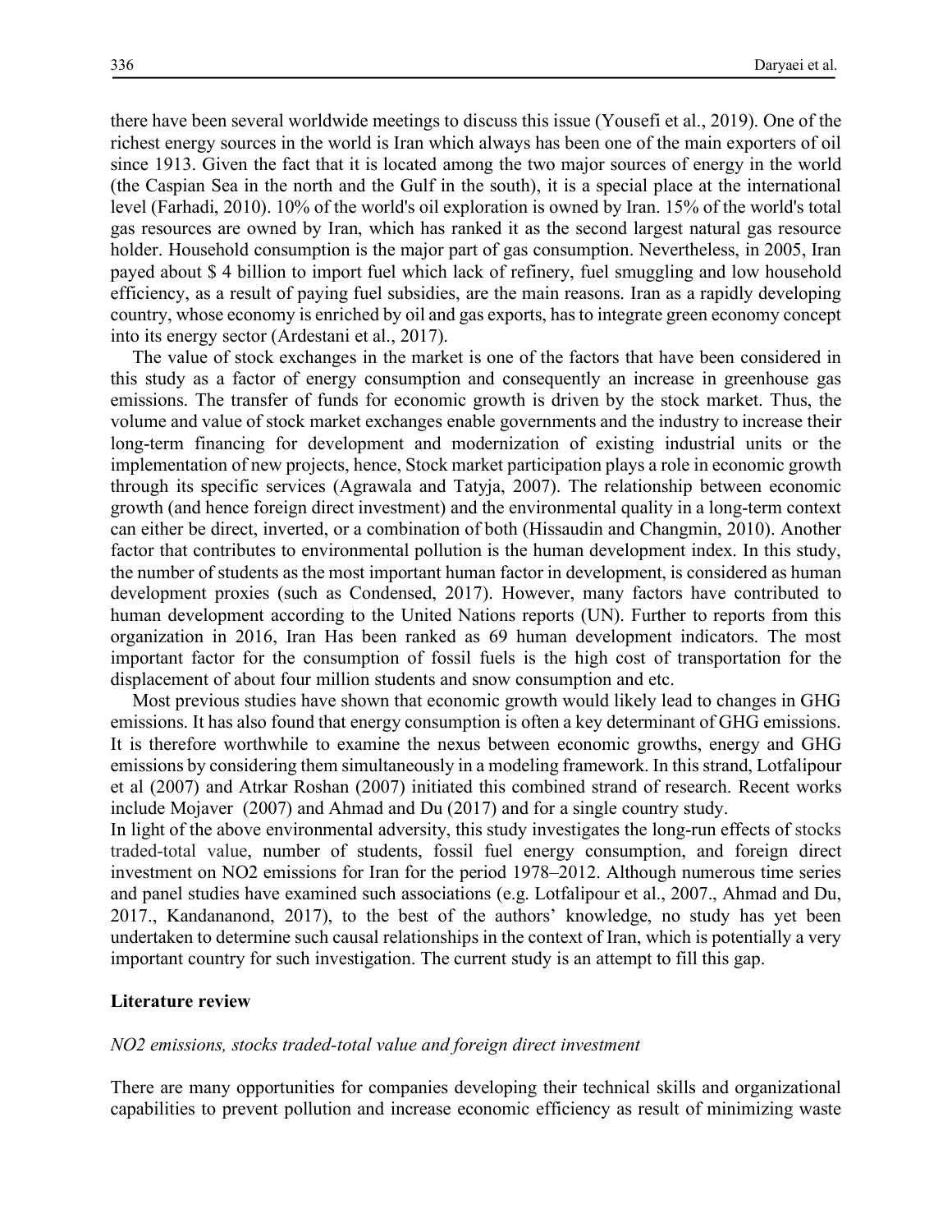there have been several worldwide meetings to discuss this issue (Yousefi et al., 2019). One of the richest energy sources in the world is Iran which always has been one of the main exporters of oil since 1913. Given the fact that it is located among the two major sources of energy in the world (the Caspian Sea in the north and the Gulf in the south), it is a special place at the international level (Farhadi, 2010). 10% of the world's oil exploration is owned by Iran. 15% of the world's total gas resources are owned by Iran, which has ranked it as the second largest natural gas resource holder. Household consumption is the major part of gas consumption. Nevertheless, in 2005, Iran payed about $ 4 billion to import fuel which lack of refinery, fuel smuggling and low household efficiency, as a result of paying fuel subsidies, are the main reasons. Iran as a rapidly developing country, whose economy is enriched by oil and gas exports, has to integrate green economy concept into its energy sector (Ardestani et al., 2017).

The value of stock exchanges in the market is one of the factors that have been considered in this study as a factor of energy consumption and consequently an increase in greenhouse gas emissions. The transfer of funds for economic growth is driven by the stock market. Thus, the volume and value of stock market exchanges enable governments and the industry to increase their long-term financing for development and modernization of existing industrial units or the implementation of new projects, hence, Stock market participation plays a role in economic growth through its specific services (Agrawala and Tatyja, 2007). The relationship between economic growth (and hence foreign direct investment) and the environmental quality in a long-term context can either be direct, inverted, or a combination of both (Hissaudin and Changmin, 2010). Another factor that contributes to environmental pollution is the human development index. In this study, the number of students as the most important human factor in development, is considered as human development proxies (such as Condensed, 2017). However, many factors have contributed to human development according to the United Nations reports (UN). Further to reports from this organization in 2016, Iran Has been ranked as 69 human development indicators. The most important factor for the consumption of fossil fuels is the high cost of transportation for the displacement of about four million students and snow consumption and etc.

Most previous studies have shown that economic growth would likely lead to changes in GHG emissions. It has also found that energy consumption is often a key determinant of GHG emissions. It is therefore worthwhile to examine the nexus between economic growths, energy and GHG emissions by considering them simultaneously in a modeling framework. In this strand, Lotfalipour et al (2007) and Atrkar Roshan (2007) initiated this combined strand of research. Recent works include Mojaver (2007) and Ahmad and Du (2017) and for a single country study.

In light of the above environmental adversity, this study investigates the long-run effects of stocks traded-total value, number of students, fossil fuel energy consumption, and foreign direct investment on $NO_2$ emissions for Iran for the period 1978–2012. Although numerous time series and panel studies have examined such associations (e.g. Lotfalipour et al., 2007., Ahmad and Du, 2017., Kandananond, 2017), to the best of the authors' knowledge, no study has yet been undertaken to determine such causal relationships in the context of Iran, which is potentially a very important country for such investigation. The current study is an attempt to fill this gap.

## Literature review

### *$NO_2$ emissions, stocks traded-total value and foreign direct investment*

There are many opportunities for companies developing their technical skills and organizational capabilities to prevent pollution and increase economic efficiency as result of minimizing waste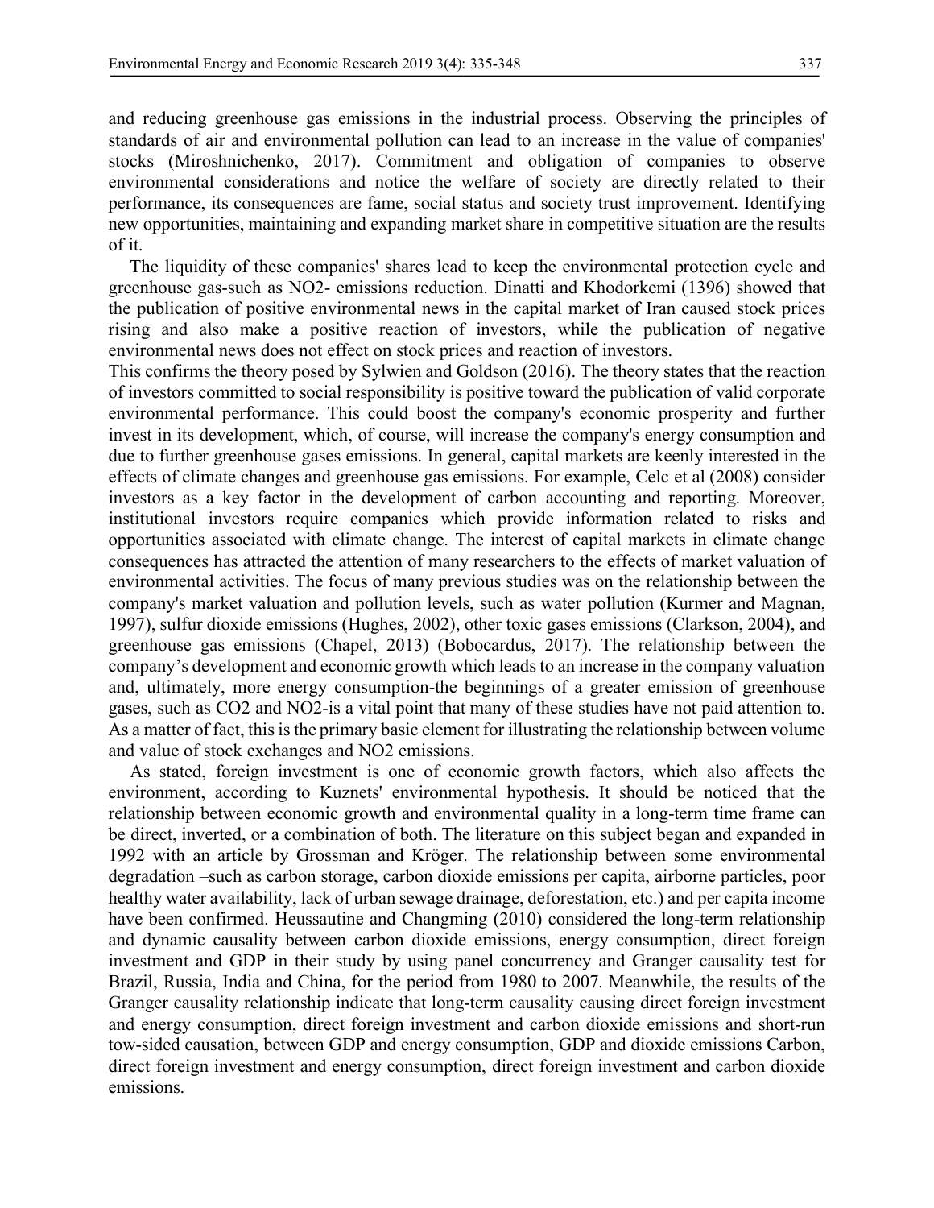and reducing greenhouse gas emissions in the industrial process. Observing the principles of standards of air and environmental pollution can lead to an increase in the value of companies' stocks (Miroshnichenko, 2017). Commitment and obligation of companies to observe environmental considerations and notice the welfare of society are directly related to their performance, its consequences are fame, social status and society trust improvement. Identifying new opportunities, maintaining and expanding market share in competitive situation are the results of it.

The liquidity of these companies' shares lead to keep the environmental protection cycle and greenhouse gas-such as $NO_2$- emissions reduction. Dinatti and Khodorkemi (1396) showed that the publication of positive environmental news in the capital market of Iran caused stock prices rising and also make a positive reaction of investors, while the publication of negative environmental news does not effect on stock prices and reaction of investors.

This confirms the theory posed by Sylwien and Goldson (2016). The theory states that the reaction of investors committed to social responsibility is positive toward the publication of valid corporate environmental performance. This could boost the company's economic prosperity and further invest in its development, which, of course, will increase the company's energy consumption and due to further greenhouse gases emissions. In general, capital markets are keenly interested in the effects of climate changes and greenhouse gas emissions. For example, Celc et al (2008) consider investors as a key factor in the development of carbon accounting and reporting. Moreover, institutional investors require companies which provide information related to risks and opportunities associated with climate change. The interest of capital markets in climate change consequences has attracted the attention of many researchers to the effects of market valuation of environmental activities. The focus of many previous studies was on the relationship between the company's market valuation and pollution levels, such as water pollution (Kurmer and Magnan, 1997), sulfur dioxide emissions (Hughes, 2002), other toxic gases emissions (Clarkson, 2004), and greenhouse gas emissions (Chapel, 2013) (Bobocardus, 2017). The relationship between the company's development and economic growth which leads to an increase in the company valuation and, ultimately, more energy consumption-the beginnings of a greater emission of greenhouse gases, such as $CO_2$ and $NO_2$-is a vital point that many of these studies have not paid attention to. As a matter of fact, this is the primary basic element for illustrating the relationship between volume and value of stock exchanges and $NO_2$ emissions.

As stated, foreign investment is one of economic growth factors, which also affects the environment, according to Kuznets' environmental hypothesis. It should be noticed that the relationship between economic growth and environmental quality in a long-term time frame can be direct, inverted, or a combination of both. The literature on this subject began and expanded in 1992 with an article by Grossman and Kröger. The relationship between some environmental degradation –such as carbon storage, carbon dioxide emissions per capita, airborne particles, poor healthy water availability, lack of urban sewage drainage, deforestation, etc.) and per capita income have been confirmed. Heussautine and Changming (2010) considered the long-term relationship and dynamic causality between carbon dioxide emissions, energy consumption, direct foreign investment and GDP in their study by using panel concurrency and Granger causality test for Brazil, Russia, India and China, for the period from 1980 to 2007. Meanwhile, the results of the Granger causality relationship indicate that long-term causality causing direct foreign investment and energy consumption, direct foreign investment and carbon dioxide emissions and short-run tow-sided causation, between GDP and energy consumption, GDP and dioxide emissions Carbon, direct foreign investment and energy consumption, direct foreign investment and carbon dioxide emissions.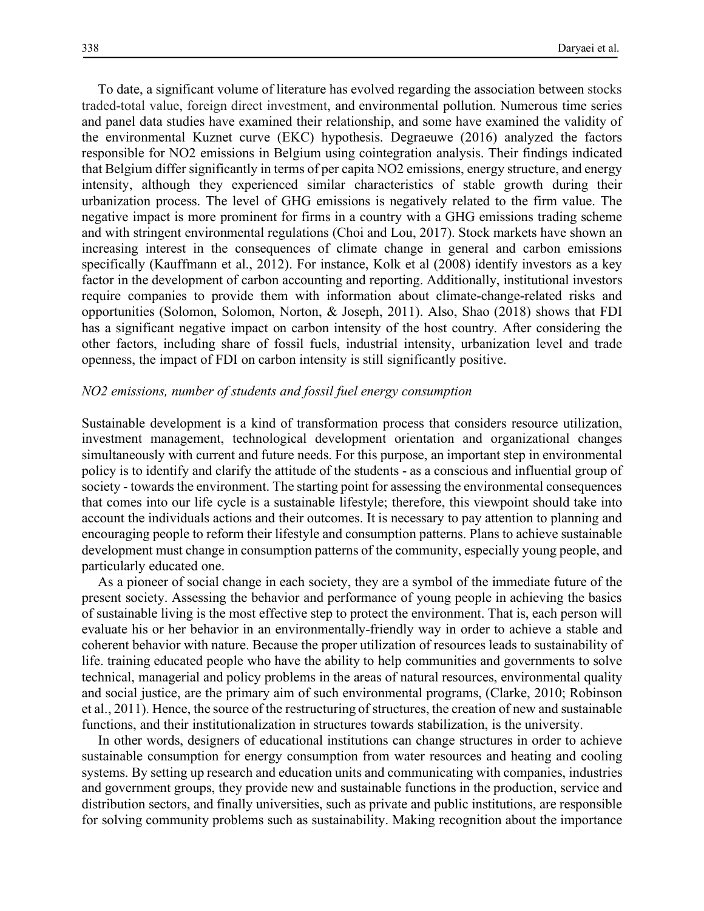To date, a significant volume of literature has evolved regarding the association between stocks traded-total value, foreign direct investment, and environmental pollution. Numerous time series and panel data studies have examined their relationship, and some have examined the validity of the environmental Kuznet curve (EKC) hypothesis. Degraeuwe (2016) analyzed the factors responsible for NO2 emissions in Belgium using cointegration analysis. Their findings indicated that Belgium differ significantly in terms of per capita NO2 emissions, energy structure, and energy intensity, although they experienced similar characteristics of stable growth during their urbanization process. The level of GHG emissions is negatively related to the firm value. The negative impact is more prominent for firms in a country with a GHG emissions trading scheme and with stringent environmental regulations (Choi and Lou, 2017). Stock markets have shown an increasing interest in the consequences of climate change in general and carbon emissions specifically (Kauffmann et al., 2012). For instance, Kolk et al (2008) identify investors as a key factor in the development of carbon accounting and reporting. Additionally, institutional investors require companies to provide them with information about climate-change-related risks and opportunities (Solomon, Solomon, Norton, & Joseph, 2011). Also, Shao (2018) shows that FDI has a significant negative impact on carbon intensity of the host country. After considering the other factors, including share of fossil fuels, industrial intensity, urbanization level and trade openness, the impact of FDI on carbon intensity is still significantly positive.

*NO2 emissions, number of students and fossil fuel energy consumption*

Sustainable development is a kind of transformation process that considers resource utilization, investment management, technological development orientation and organizational changes simultaneously with current and future needs. For this purpose, an important step in environmental policy is to identify and clarify the attitude of the students - as a conscious and influential group of society - towards the environment. The starting point for assessing the environmental consequences that comes into our life cycle is a sustainable lifestyle; therefore, this viewpoint should take into account the individuals actions and their outcomes. It is necessary to pay attention to planning and encouraging people to reform their lifestyle and consumption patterns. Plans to achieve sustainable development must change in consumption patterns of the community, especially young people, and particularly educated one.

As a pioneer of social change in each society, they are a symbol of the immediate future of the present society. Assessing the behavior and performance of young people in achieving the basics of sustainable living is the most effective step to protect the environment. That is, each person will evaluate his or her behavior in an environmentally-friendly way in order to achieve a stable and coherent behavior with nature. Because the proper utilization of resources leads to sustainability of life. training educated people who have the ability to help communities and governments to solve technical, managerial and policy problems in the areas of natural resources, environmental quality and social justice, are the primary aim of such environmental programs, (Clarke, 2010; Robinson et al., 2011). Hence, the source of the restructuring of structures, the creation of new and sustainable functions, and their institutionalization in structures towards stabilization, is the university.

In other words, designers of educational institutions can change structures in order to achieve sustainable consumption for energy consumption from water resources and heating and cooling systems. By setting up research and education units and communicating with companies, industries and government groups, they provide new and sustainable functions in the production, service and distribution sectors, and finally universities, such as private and public institutions, are responsible for solving community problems such as sustainability. Making recognition about the importance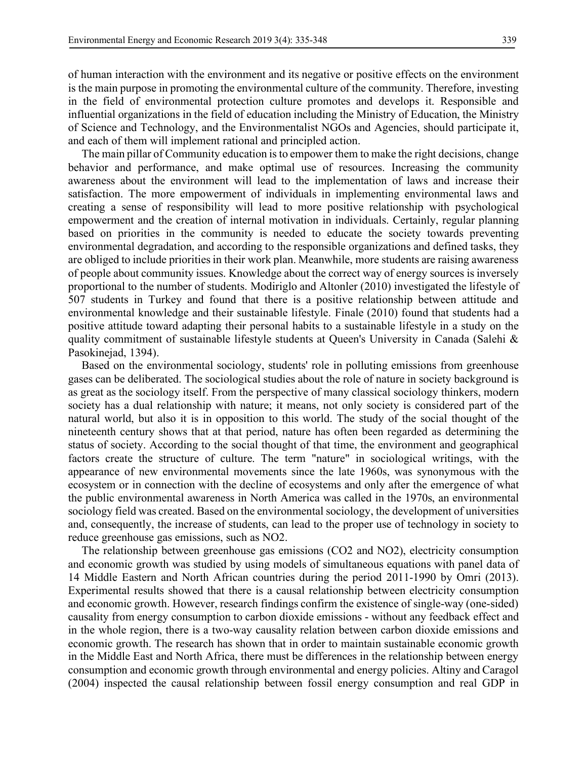of human interaction with the environment and its negative or positive effects on the environment is the main purpose in promoting the environmental culture of the community. Therefore, investing in the field of environmental protection culture promotes and develops it. Responsible and influential organizations in the field of education including the Ministry of Education, the Ministry of Science and Technology, and the Environmentalist NGOs and Agencies, should participate it, and each of them will implement rational and principled action.

The main pillar of Community education is to empower them to make the right decisions, change behavior and performance, and make optimal use of resources. Increasing the community awareness about the environment will lead to the implementation of laws and increase their satisfaction. The more empowerment of individuals in implementing environmental laws and creating a sense of responsibility will lead to more positive relationship with psychological empowerment and the creation of internal motivation in individuals. Certainly, regular planning based on priorities in the community is needed to educate the society towards preventing environmental degradation, and according to the responsible organizations and defined tasks, they are obliged to include priorities in their work plan. Meanwhile, more students are raising awareness of people about community issues. Knowledge about the correct way of energy sources is inversely proportional to the number of students. Modiriglo and Altonler (2010) investigated the lifestyle of 507 students in Turkey and found that there is a positive relationship between attitude and environmental knowledge and their sustainable lifestyle. Finale (2010) found that students had a positive attitude toward adapting their personal habits to a sustainable lifestyle in a study on the quality commitment of sustainable lifestyle students at Queen's University in Canada (Salehi & Pasokinejad, 1394).

Based on the environmental sociology, students' role in polluting emissions from greenhouse gases can be deliberated. The sociological studies about the role of nature in society background is as great as the sociology itself. From the perspective of many classical sociology thinkers, modern society has a dual relationship with nature; it means, not only society is considered part of the natural world, but also it is in opposition to this world. The study of the social thought of the nineteenth century shows that at that period, nature has often been regarded as determining the status of society. According to the social thought of that time, the environment and geographical factors create the structure of culture. The term "nature" in sociological writings, with the appearance of new environmental movements since the late 1960s, was synonymous with the ecosystem or in connection with the decline of ecosystems and only after the emergence of what the public environmental awareness in North America was called in the 1970s, an environmental sociology field was created. Based on the environmental sociology, the development of universities and, consequently, the increase of students, can lead to the proper use of technology in society to reduce greenhouse gas emissions, such as $NO_2$.

The relationship between greenhouse gas emissions ($CO_2$ and $NO_2$), electricity consumption and economic growth was studied by using models of simultaneous equations with panel data of 14 Middle Eastern and North African countries during the period 2011-1990 by Omri (2013). Experimental results showed that there is a causal relationship between electricity consumption and economic growth. However, research findings confirm the existence of single-way (one-sided) causality from energy consumption to carbon dioxide emissions - without any feedback effect and in the whole region, there is a two-way causality relation between carbon dioxide emissions and economic growth. The research has shown that in order to maintain sustainable economic growth in the Middle East and North Africa, there must be differences in the relationship between energy consumption and economic growth through environmental and energy policies. Altiny and Caragol (2004) inspected the causal relationship between fossil energy consumption and real GDP in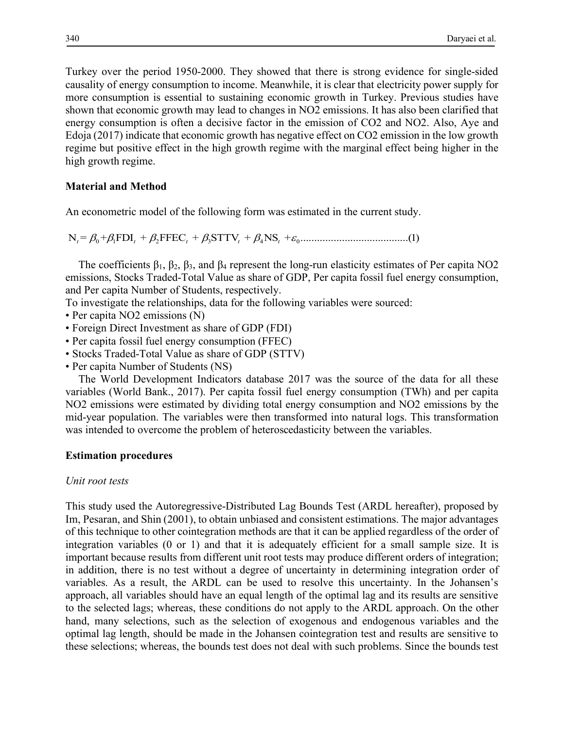Turkey over the period 1950-2000. They showed that there is strong evidence for single-sided causality of energy consumption to income. Meanwhile, it is clear that electricity power supply for more consumption is essential to sustaining economic growth in Turkey. Previous studies have shown that economic growth may lead to changes in NO2 emissions. It has also been clarified that energy consumption is often a decisive factor in the emission of CO2 and NO2. Also, Aye and Edoja (2017) indicate that economic growth has negative effect on CO2 emission in the low growth regime but positive effect in the high growth regime with the marginal effect being higher in the high growth regime.

## Material and Method

An econometric model of the following form was estimated in the current study.

$$N_t = \beta_0 + \beta_1 FDI_t + \beta_2 FFEC_t + \beta_3 STTV_t + \beta_4 NS_t + \varepsilon_0 \quad \text{.......................................(1)}$$

The coefficients $\beta_1$, $\beta_2$, $\beta_3$, and $\beta_4$ represent the long-run elasticity estimates of Per capita NO2 emissions, Stocks Traded-Total Value as share of GDP, Per capita fossil fuel energy consumption, and Per capita Number of Students, respectively.

To investigate the relationships, data for the following variables were sourced:

- Per capita NO2 emissions (N)
- Foreign Direct Investment as share of GDP (FDI)
- Per capita fossil fuel energy consumption (FFEC)
- Stocks Traded-Total Value as share of GDP (STTV)
- Per capita Number of Students (NS)

The World Development Indicators database 2017 was the source of the data for all these variables (World Bank., 2017). Per capita fossil fuel energy consumption (TWh) and per capita NO2 emissions were estimated by dividing total energy consumption and NO2 emissions by the mid-year population. The variables were then transformed into natural logs. This transformation was intended to overcome the problem of heteroscedasticity between the variables.

## Estimation procedures

### *Unit root tests*

This study used the Autoregressive-Distributed Lag Bounds Test (ARDL hereafter), proposed by Im, Pesaran, and Shin (2001), to obtain unbiased and consistent estimations. The major advantages of this technique to other cointegration methods are that it can be applied regardless of the order of integration variables (0 or 1) and that it is adequately efficient for a small sample size. It is important because results from different unit root tests may produce different orders of integration; in addition, there is no test without a degree of uncertainty in determining integration order of variables. As a result, the ARDL can be used to resolve this uncertainty. In the Johansen's approach, all variables should have an equal length of the optimal lag and its results are sensitive to the selected lags; whereas, these conditions do not apply to the ARDL approach. On the other hand, many selections, such as the selection of exogenous and endogenous variables and the optimal lag length, should be made in the Johansen cointegration test and results are sensitive to these selections; whereas, the bounds test does not deal with such problems. Since the bounds test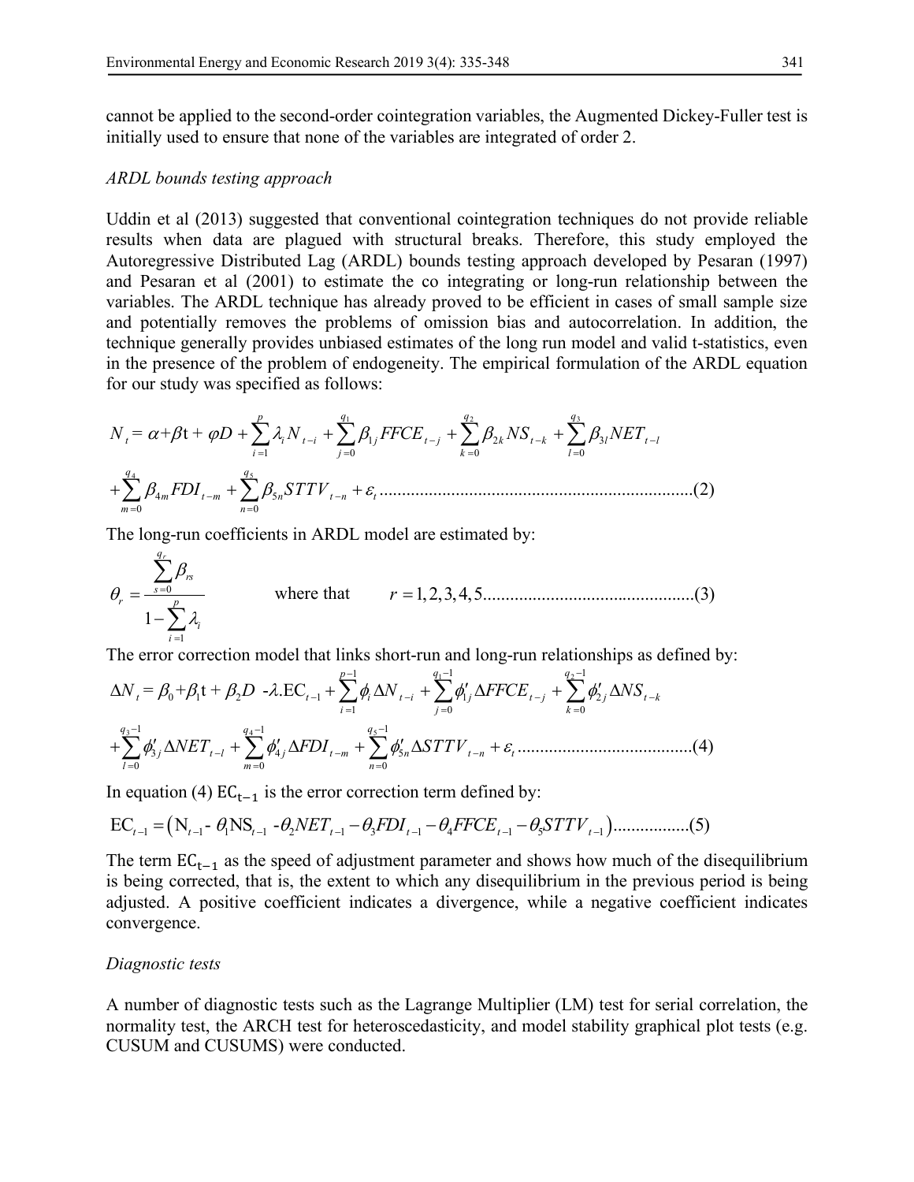cannot be applied to the second-order cointegration variables, the Augmented Dickey-Fuller test is initially used to ensure that none of the variables are integrated of order 2.

*ARDL bounds testing approach*

Uddin et al (2013) suggested that conventional cointegration techniques do not provide reliable results when data are plagued with structural breaks. Therefore, this study employed the Autoregressive Distributed Lag (ARDL) bounds testing approach developed by Pesaran (1997) and Pesaran et al (2001) to estimate the co integrating or long-run relationship between the variables. The ARDL technique has already proved to be efficient in cases of small sample size and potentially removes the problems of omission bias and autocorrelation. In addition, the technique generally provides unbiased estimates of the long run model and valid t-statistics, even in the presence of the problem of endogeneity. The empirical formulation of the ARDL equation for our study was specified as follows:

$$N_t = \alpha + \beta t + \varphi D + \sum_{i=1}^{p} \lambda_i N_{t-i} + \sum_{j=0}^{q_1} \beta_{1j} FFCE_{t-j} + \sum_{k=0}^{q_2} \beta_{2k} NS_{t-k} + \sum_{l=0}^{q_3} \beta_{3l} NET_{t-l}$$

$$+ \sum_{m=0}^{q_4} \beta_{4m} FDI_{t-m} + \sum_{n=0}^{q_5} \beta_{5n} STTV_{t-n} + \varepsilon_t \qquad (2)$$

The long-run coefficients in ARDL model are estimated by:

$$\theta_r = \frac{\sum_{s=0}^{q_r} \beta_{rs}}{1 - \sum_{i=1}^{p} \lambda_i} \qquad \text{where that} \qquad r = 1,2,3,4,5 \qquad (3)$$

The error correction model that links short-run and long-run relationships as defined by:

$$\Delta N_t = \beta_0 + \beta_1 t + \beta_2 D - \lambda . EC_{t-1} + \sum_{i=1}^{p-1} \phi_i \Delta N_{t-i} + \sum_{j=0}^{q_1 - 1} \phi'_{1j} \Delta FFCE_{t-j} + \sum_{k=0}^{q_2 - 1} \phi'_{2j} \Delta NS_{t-k}$$

$$+ \sum_{l=0}^{q_3 - 1} \phi'_{3j} \Delta NET_{t-l} + \sum_{m=0}^{q_4 - 1} \phi'_{4j} \Delta FDI_{t-m} + \sum_{n=0}^{q_5 - 1} \phi'_{5n} \Delta STTV_{t-n} + \varepsilon_t \qquad (4)$$

In equation (4) $EC_{t-1}$ is the error correction term defined by:

$$EC_{t-1} = \left( N_{t-1} - \theta_1 NS_{t-1} - \theta_2 NET_{t-1} - \theta_3 FDI_{t-1} - \theta_4 FFCE_{t-1} - \theta_5 STTV_{t-1} \right) \qquad (5)$$

The term $EC_{t-1}$ as the speed of adjustment parameter and shows how much of the disequilibrium is being corrected, that is, the extent to which any disequilibrium in the previous period is being adjusted. A positive coefficient indicates a divergence, while a negative coefficient indicates convergence.

*Diagnostic tests*

A number of diagnostic tests such as the Lagrange Multiplier (LM) test for serial correlation, the normality test, the ARCH test for heteroscedasticity, and model stability graphical plot tests (e.g. CUSUM and CUSUMS) were conducted.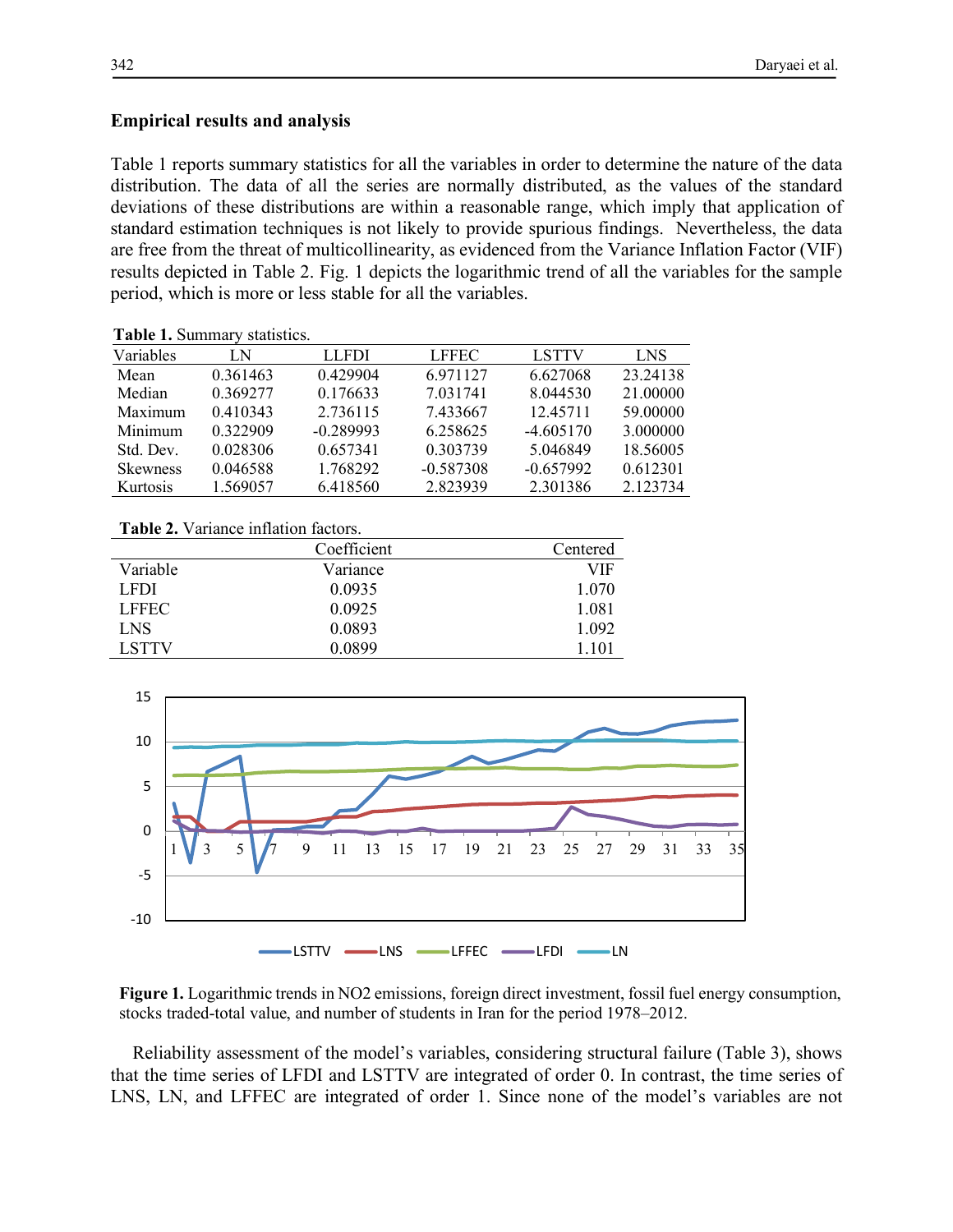## Empirical results and analysis

Table 1 reports summary statistics for all the variables in order to determine the nature of the data distribution. The data of all the series are normally distributed, as the values of the standard deviations of these distributions are within a reasonable range, which imply that application of standard estimation techniques is not likely to provide spurious findings. Nevertheless, the data are free from the threat of multicollinearity, as evidenced from the Variance Inflation Factor (VIF) results depicted in Table 2. Fig. 1 depicts the logarithmic trend of all the variables for the sample period, which is more or less stable for all the variables.

**Table 1.** Summary statistics.

| Variables | LN | LLFDI | LFFEC | LSTTV | LNS |
|---|---|---|---|---|---|
| Mean | 0.361463 | 0.429904 | 6.971127 | 6.627068 | 23.24138 |
| Median | 0.369277 | 0.176633 | 7.031741 | 8.044530 | 21.00000 |
| Maximum | 0.410343 | 2.736115 | 7.433667 | 12.45711 | 59.00000 |
| Minimum | 0.322909 | -0.289993 | 6.258625 | -4.605170 | 3.000000 |
| Std. Dev. | 0.028306 | 0.657341 | 0.303739 | 5.046849 | 18.56005 |
| Skewness | 0.046588 | 1.768292 | -0.587308 | -0.657992 | 0.612301 |
| Kurtosis | 1.569057 | 6.418560 | 2.823939 | 2.301386 | 2.123734 |

**Table 2.** Variance inflation factors.

| Variable | Coefficient Variance | Centered VIF |
|---|---|---|
| LFDI | 0.0935 | 1.070 |
| LFFEC | 0.0925 | 1.081 |
| LNS | 0.0893 | 1.092 |
| LSTTV | 0.0899 | 1.101 |

**Figure 1.** Logarithmic trends in NO2 emissions, foreign direct investment, fossil fuel energy consumption, stocks traded-total value, and number of students in Iran for the period 1978–2012.

Reliability assessment of the model's variables, considering structural failure (Table 3), shows that the time series of LFDI and LSTTV are integrated of order 0. In contrast, the time series of LNS, LN, and LFFEC are integrated of order 1. Since none of the model's variables are not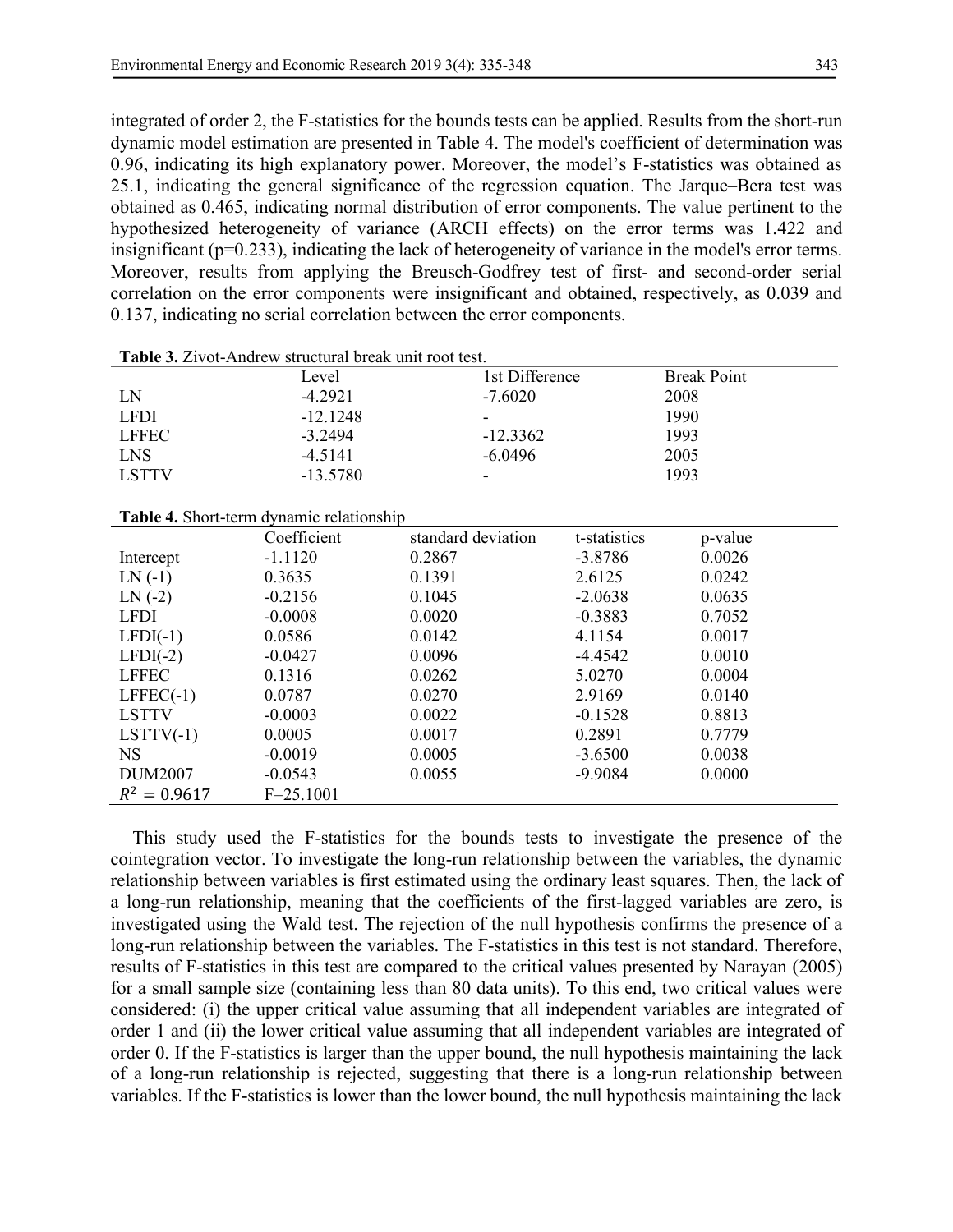integrated of order 2, the F-statistics for the bounds tests can be applied. Results from the short-run dynamic model estimation are presented in Table 4. The model's coefficient of determination was 0.96, indicating its high explanatory power. Moreover, the model's F-statistics was obtained as 25.1, indicating the general significance of the regression equation. The Jarque–Bera test was obtained as 0.465, indicating normal distribution of error components. The value pertinent to the hypothesized heterogeneity of variance (ARCH effects) on the error terms was 1.422 and insignificant (p=0.233), indicating the lack of heterogeneity of variance in the model's error terms. Moreover, results from applying the Breusch-Godfrey test of first- and second-order serial correlation on the error components were insignificant and obtained, respectively, as 0.039 and 0.137, indicating no serial correlation between the error components.

**Table 3.** Zivot-Andrew structural break unit root test.

| | Level | 1st Difference | Break Point |
|---|---|---|---|
| LN | -4.2921 | -7.6020 | 2008 |
| LFDI | -12.1248 | - | 1990 |
| LFFEC | -3.2494 | -12.3362 | 1993 |
| LNS | -4.5141 | -6.0496 | 2005 |
| LSTTV | -13.5780 | - | 1993 |

**Table 4.** Short-term dynamic relationship

| | Coefficient | standard deviation | t-statistics | p-value |
|---|---|---|---|---|
| Intercept | -1.1120 | 0.2867 | -3.8786 | 0.0026 |
| LN (-1) | 0.3635 | 0.1391 | 2.6125 | 0.0242 |
| LN (-2) | -0.2156 | 0.1045 | -2.0638 | 0.0635 |
| LFDI | -0.0008 | 0.0020 | -0.3883 | 0.7052 |
| LFDI(-1) | 0.0586 | 0.0142 | 4.1154 | 0.0017 |
| LFDI(-2) | -0.0427 | 0.0096 | -4.4542 | 0.0010 |
| LFFEC | 0.1316 | 0.0262 | 5.0270 | 0.0004 |
| LFFEC(-1) | 0.0787 | 0.0270 | 2.9169 | 0.0140 |
| LSTTV | -0.0003 | 0.0022 | -0.1528 | 0.8813 |
| LSTTV(-1) | 0.0005 | 0.0017 | 0.2891 | 0.7779 |
| NS | -0.0019 | 0.0005 | -3.6500 | 0.0038 |
| DUM2007 | -0.0543 | 0.0055 | -9.9084 | 0.0000 |
| $R^2 = 0.9617$ | F=25.1001 | | | |

This study used the F-statistics for the bounds tests to investigate the presence of the cointegration vector. To investigate the long-run relationship between the variables, the dynamic relationship between variables is first estimated using the ordinary least squares. Then, the lack of a long-run relationship, meaning that the coefficients of the first-lagged variables are zero, is investigated using the Wald test. The rejection of the null hypothesis confirms the presence of a long-run relationship between the variables. The F-statistics in this test is not standard. Therefore, results of F-statistics in this test are compared to the critical values presented by Narayan (2005) for a small sample size (containing less than 80 data units). To this end, two critical values were considered: (i) the upper critical value assuming that all independent variables are integrated of order 1 and (ii) the lower critical value assuming that all independent variables are integrated of order 0. If the F-statistics is larger than the upper bound, the null hypothesis maintaining the lack of a long-run relationship is rejected, suggesting that there is a long-run relationship between variables. If the F-statistics is lower than the lower bound, the null hypothesis maintaining the lack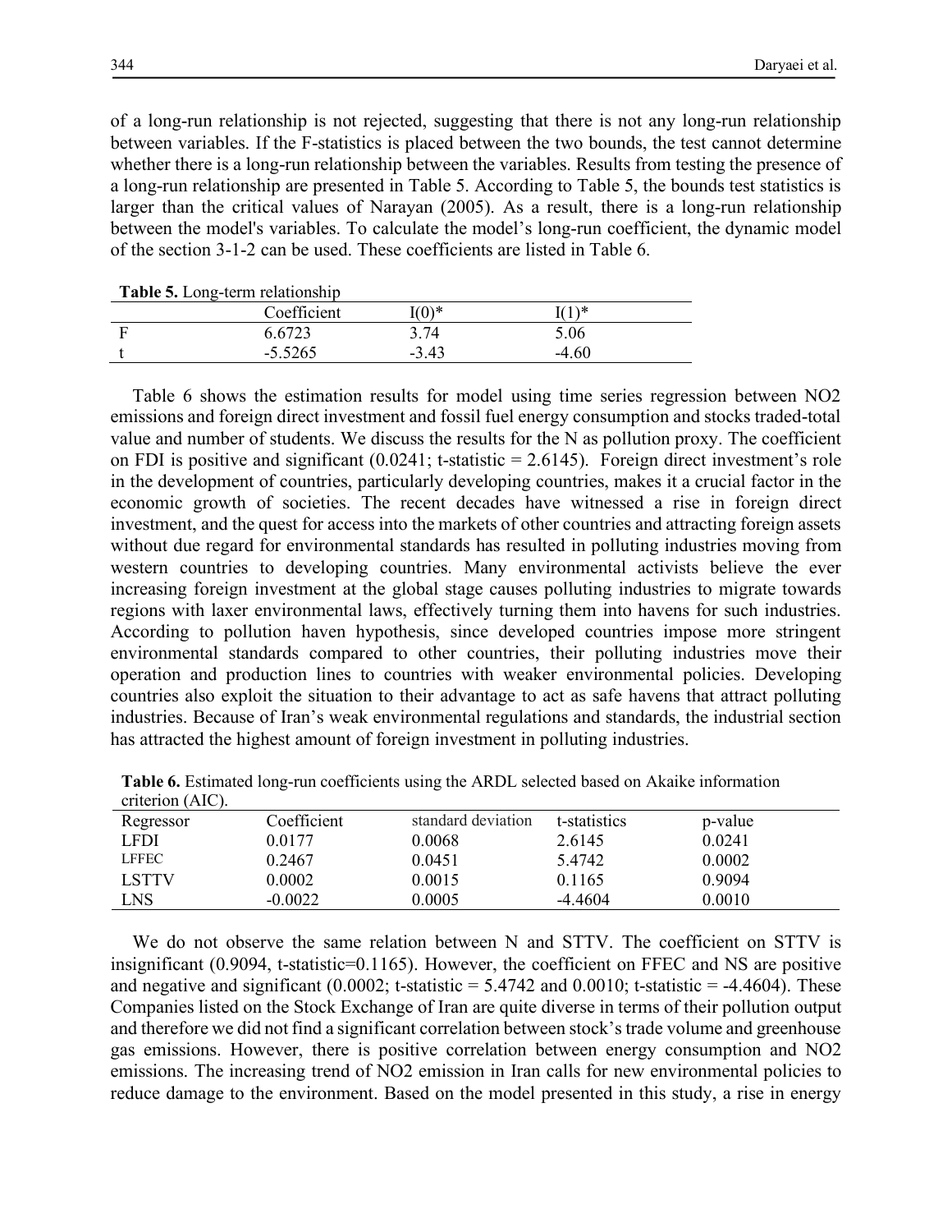of a long-run relationship is not rejected, suggesting that there is not any long-run relationship between variables. If the F-statistics is placed between the two bounds, the test cannot determine whether there is a long-run relationship between the variables. Results from testing the presence of a long-run relationship are presented in Table 5. According to Table 5, the bounds test statistics is larger than the critical values of Narayan (2005). As a result, there is a long-run relationship between the model's variables. To calculate the model's long-run coefficient, the dynamic model of the section 3-1-2 can be used. These coefficients are listed in Table 6.

**Table 5.** Long-term relationship

| | Coefficient | I(0)* | I(1)* |
|---|---|---|---|
| F | 6.6723 | 3.74 | 5.06 |
| t | -5.5265 | -3.43 | -4.60 |

Table 6 shows the estimation results for model using time series regression between NO2 emissions and foreign direct investment and fossil fuel energy consumption and stocks traded-total value and number of students. We discuss the results for the N as pollution proxy. The coefficient on FDI is positive and significant (0.0241; t-statistic = 2.6145). Foreign direct investment's role in the development of countries, particularly developing countries, makes it a crucial factor in the economic growth of societies. The recent decades have witnessed a rise in foreign direct investment, and the quest for access into the markets of other countries and attracting foreign assets without due regard for environmental standards has resulted in polluting industries moving from western countries to developing countries. Many environmental activists believe the ever increasing foreign investment at the global stage causes polluting industries to migrate towards regions with laxer environmental laws, effectively turning them into havens for such industries. According to pollution haven hypothesis, since developed countries impose more stringent environmental standards compared to other countries, their polluting industries move their operation and production lines to countries with weaker environmental policies. Developing countries also exploit the situation to their advantage to act as safe havens that attract polluting industries. Because of Iran's weak environmental regulations and standards, the industrial section has attracted the highest amount of foreign investment in polluting industries.

**Table 6.** Estimated long-run coefficients using the ARDL selected based on Akaike information criterion (AIC).

| Regressor | Coefficient | standard deviation | t-statistics | p-value |
|---|---|---|---|---|
| LFDI | 0.0177 | 0.0068 | 2.6145 | 0.0241 |
| LFFEC | 0.2467 | 0.0451 | 5.4742 | 0.0002 |
| LSTTV | 0.0002 | 0.0015 | 0.1165 | 0.9094 |
| LNS | -0.0022 | 0.0005 | -4.4604 | 0.0010 |

We do not observe the same relation between N and STTV. The coefficient on STTV is insignificant (0.9094, t-statistic=0.1165). However, the coefficient on FFEC and NS are positive and negative and significant (0.0002; t-statistic = 5.4742 and 0.0010; t-statistic = -4.4604). These Companies listed on the Stock Exchange of Iran are quite diverse in terms of their pollution output and therefore we did not find a significant correlation between stock's trade volume and greenhouse gas emissions. However, there is positive correlation between energy consumption and NO2 emissions. The increasing trend of NO2 emission in Iran calls for new environmental policies to reduce damage to the environment. Based on the model presented in this study, a rise in energy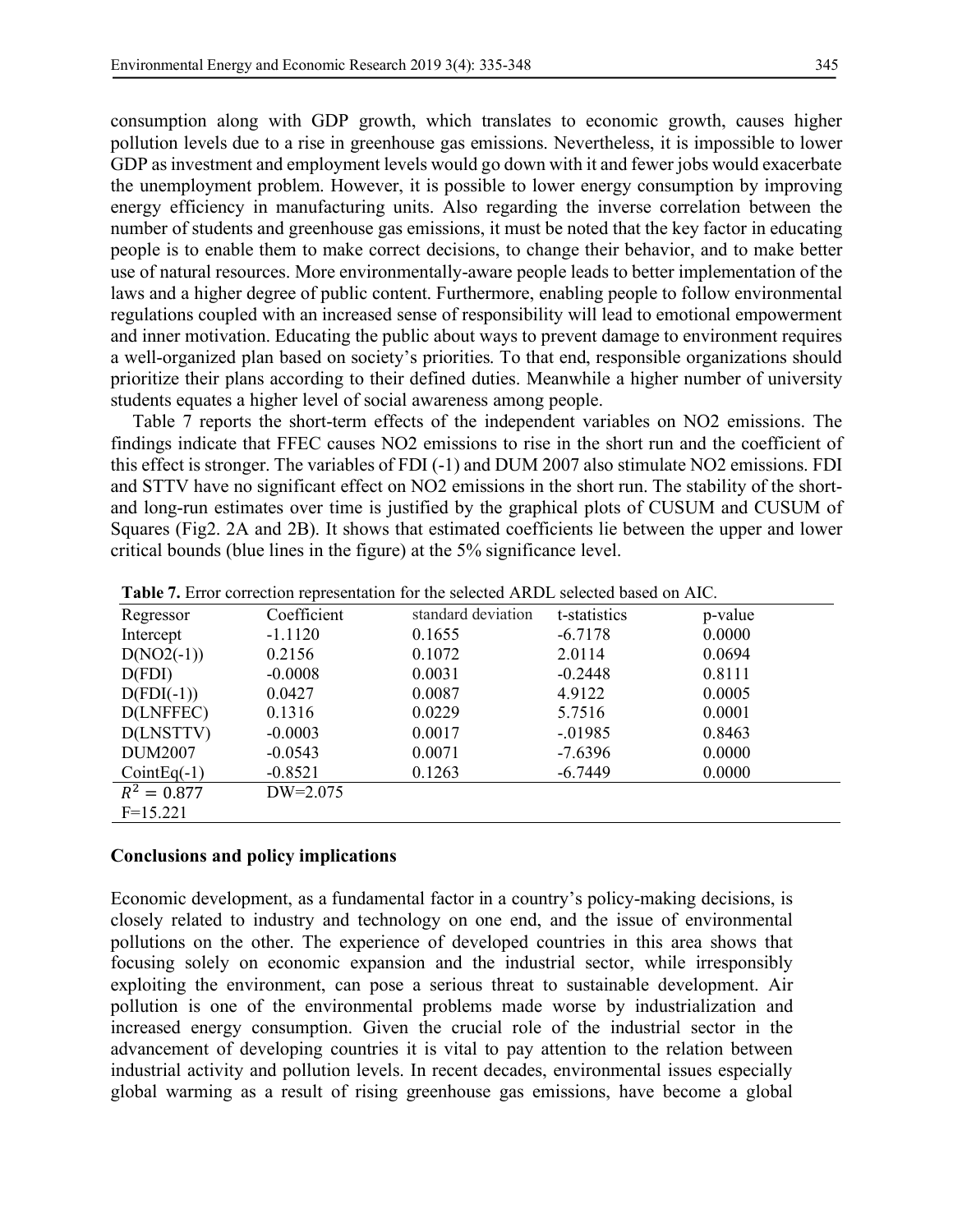consumption along with GDP growth, which translates to economic growth, causes higher pollution levels due to a rise in greenhouse gas emissions. Nevertheless, it is impossible to lower GDP as investment and employment levels would go down with it and fewer jobs would exacerbate the unemployment problem. However, it is possible to lower energy consumption by improving energy efficiency in manufacturing units. Also regarding the inverse correlation between the number of students and greenhouse gas emissions, it must be noted that the key factor in educating people is to enable them to make correct decisions, to change their behavior, and to make better use of natural resources. More environmentally-aware people leads to better implementation of the laws and a higher degree of public content. Furthermore, enabling people to follow environmental regulations coupled with an increased sense of responsibility will lead to emotional empowerment and inner motivation. Educating the public about ways to prevent damage to environment requires a well-organized plan based on society's priorities. To that end, responsible organizations should prioritize their plans according to their defined duties. Meanwhile a higher number of university students equates a higher level of social awareness among people.

Table 7 reports the short-term effects of the independent variables on NO2 emissions. The findings indicate that FFEC causes NO2 emissions to rise in the short run and the coefficient of this effect is stronger. The variables of FDI (-1) and DUM 2007 also stimulate NO2 emissions. FDI and STTV have no significant effect on NO2 emissions in the short run. The stability of the short- and long-run estimates over time is justified by the graphical plots of CUSUM and CUSUM of Squares (Fig2. 2A and 2B). It shows that estimated coefficients lie between the upper and lower critical bounds (blue lines in the figure) at the 5% significance level.

**Table 7.** Error correction representation for the selected ARDL selected based on AIC.

| Regressor | Coefficient | standard deviation | t-statistics | p-value |
|---|---|---|---|---|
| Intercept | -1.1120 | 0.1655 | -6.7178 | 0.0000 |
| D(NO2(-1)) | 0.2156 | 0.1072 | 2.0114 | 0.0694 |
| D(FDI) | -0.0008 | 0.0031 | -0.2448 | 0.8111 |
| D(FDI(-1)) | 0.0427 | 0.0087 | 4.9122 | 0.0005 |
| D(LNFFEC) | 0.1316 | 0.0229 | 5.7516 | 0.0001 |
| D(LNSTTV) | -0.0003 | 0.0017 | -.01985 | 0.8463 |
| DUM2007 | -0.0543 | 0.0071 | -7.6396 | 0.0000 |
| CointEq(-1) | -0.8521 | 0.1263 | -6.7449 | 0.0000 |
| $R^2 = 0.877$ | DW=2.075 | | | |
| F=15.221 | | | | |

## Conclusions and policy implications

Economic development, as a fundamental factor in a country's policy-making decisions, is closely related to industry and technology on one end, and the issue of environmental pollutions on the other. The experience of developed countries in this area shows that focusing solely on economic expansion and the industrial sector, while irresponsibly exploiting the environment, can pose a serious threat to sustainable development. Air pollution is one of the environmental problems made worse by industrialization and increased energy consumption. Given the crucial role of the industrial sector in the advancement of developing countries it is vital to pay attention to the relation between industrial activity and pollution levels. In recent decades, environmental issues especially global warming as a result of rising greenhouse gas emissions, have become a global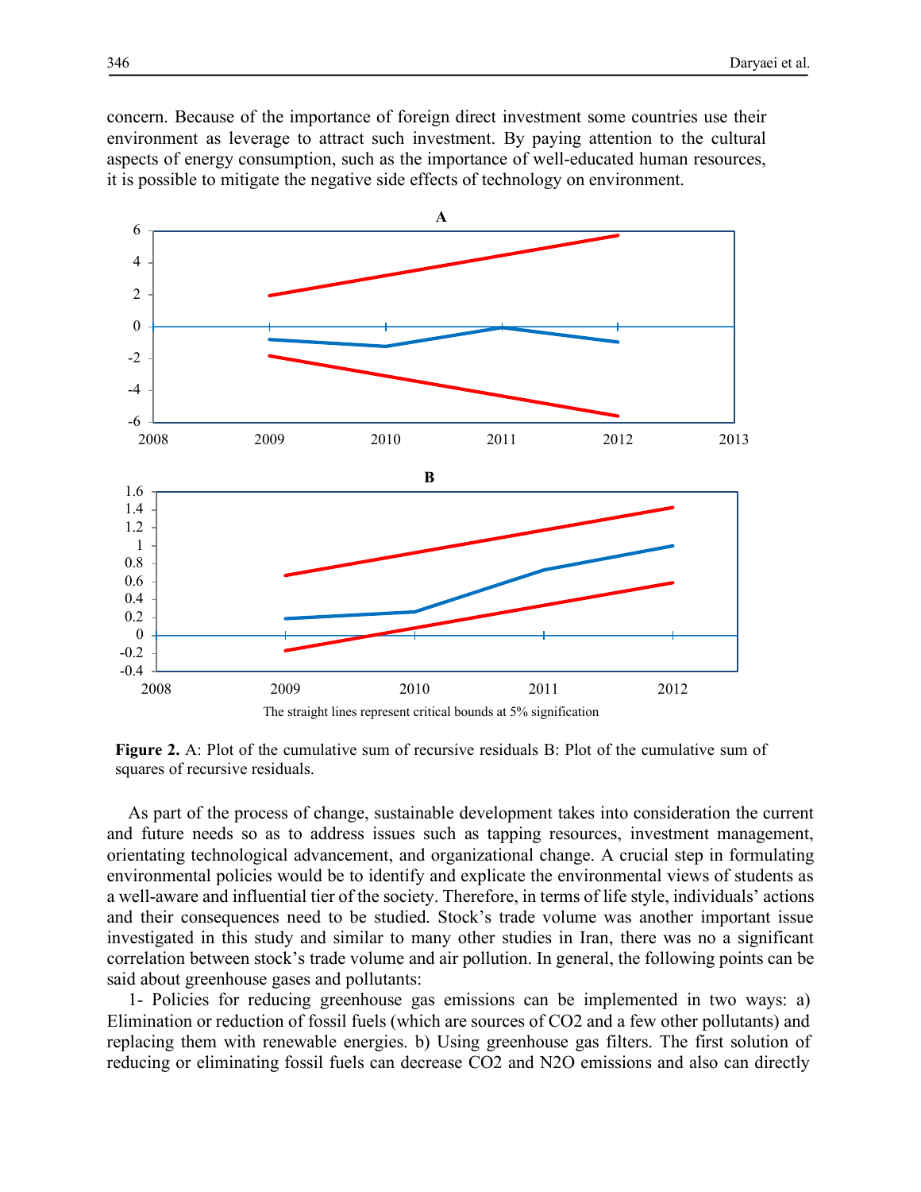concern. Because of the importance of foreign direct investment some countries use their environment as leverage to attract such investment. By paying attention to the cultural aspects of energy consumption, such as the importance of well-educated human resources, it is possible to mitigate the negative side effects of technology on environment.

The straight lines represent critical bounds at 5% signification

**Figure 2.** A: Plot of the cumulative sum of recursive residuals B: Plot of the cumulative sum of squares of recursive residuals.

As part of the process of change, sustainable development takes into consideration the current and future needs so as to address issues such as tapping resources, investment management, orientating technological advancement, and organizational change. A crucial step in formulating environmental policies would be to identify and explicate the environmental views of students as a well-aware and influential tier of the society. Therefore, in terms of life style, individuals' actions and their consequences need to be studied. Stock's trade volume was another important issue investigated in this study and similar to many other studies in Iran, there was no a significant correlation between stock's trade volume and air pollution. In general, the following points can be said about greenhouse gases and pollutants:

1- Policies for reducing greenhouse gas emissions can be implemented in two ways: a) Elimination or reduction of fossil fuels (which are sources of $CO_2$ and a few other pollutants) and replacing them with renewable energies. b) Using greenhouse gas filters. The first solution of reducing or eliminating fossil fuels can decrease $CO_2$ and $N_2O$ emissions and also can directly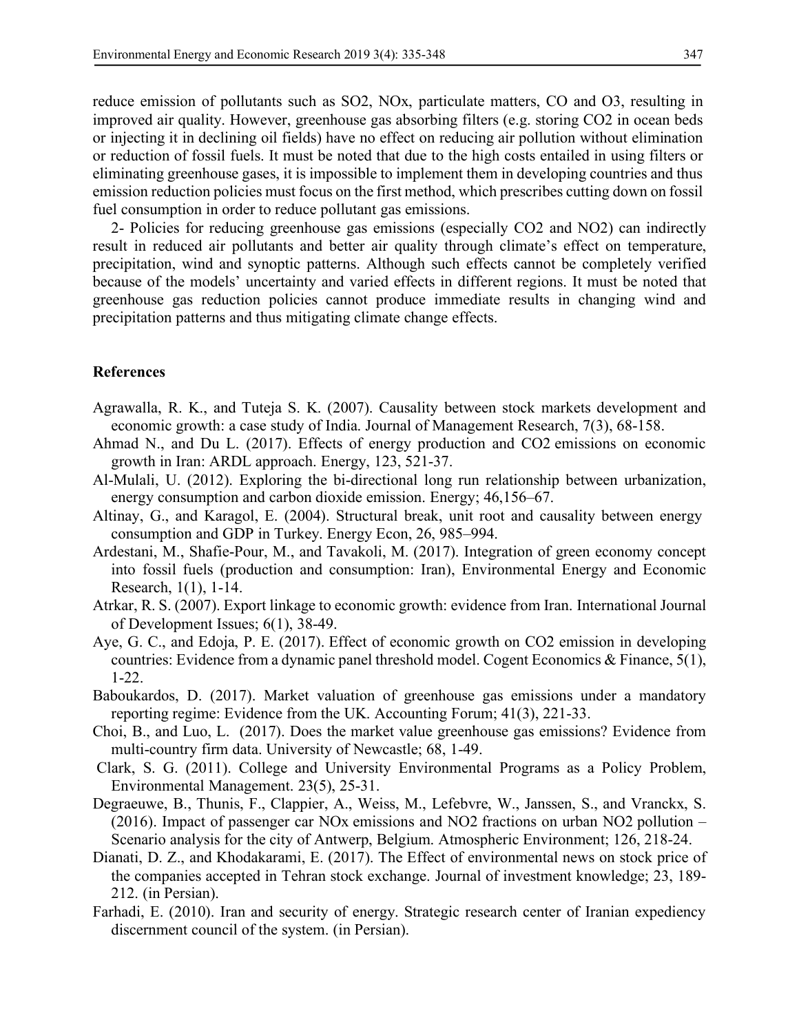reduce emission of pollutants such as SO2, NOx, particulate matters, CO and O3, resulting in improved air quality. However, greenhouse gas absorbing filters (e.g. storing CO2 in ocean beds or injecting it in declining oil fields) have no effect on reducing air pollution without elimination or reduction of fossil fuels. It must be noted that due to the high costs entailed in using filters or eliminating greenhouse gases, it is impossible to implement them in developing countries and thus emission reduction policies must focus on the first method, which prescribes cutting down on fossil fuel consumption in order to reduce pollutant gas emissions.

2- Policies for reducing greenhouse gas emissions (especially CO2 and NO2) can indirectly result in reduced air pollutants and better air quality through climate's effect on temperature, precipitation, wind and synoptic patterns. Although such effects cannot be completely verified because of the models' uncertainty and varied effects in different regions. It must be noted that greenhouse gas reduction policies cannot produce immediate results in changing wind and precipitation patterns and thus mitigating climate change effects.

## References

Agrawalla, R. K., and Tuteja S. K. (2007). Causality between stock markets development and economic growth: a case study of India. Journal of Management Research, 7(3), 68-158.

Ahmad N., and Du L. (2017). Effects of energy production and CO2 emissions on economic growth in Iran: ARDL approach. Energy, 123, 521-37.

Al-Mulali, U. (2012). Exploring the bi-directional long run relationship between urbanization, energy consumption and carbon dioxide emission. Energy; 46,156–67.

Altinay, G., and Karagol, E. (2004). Structural break, unit root and causality between energy consumption and GDP in Turkey. Energy Econ, 26, 985–994.

Ardestani, M., Shafie-Pour, M., and Tavakoli, M. (2017). Integration of green economy concept into fossil fuels (production and consumption: Iran), Environmental Energy and Economic Research, 1(1), 1-14.

Atrkar, R. S. (2007). Export linkage to economic growth: evidence from Iran. International Journal of Development Issues; 6(1), 38-49.

Aye, G. C., and Edoja, P. E. (2017). Effect of economic growth on CO2 emission in developing countries: Evidence from a dynamic panel threshold model. Cogent Economics & Finance, 5(1), 1-22.

Baboukardos, D. (2017). Market valuation of greenhouse gas emissions under a mandatory reporting regime: Evidence from the UK. Accounting Forum; 41(3), 221-33.

Choi, B., and Luo, L. (2017). Does the market value greenhouse gas emissions? Evidence from multi-country firm data. University of Newcastle; 68, 1-49.

Clark, S. G. (2011). College and University Environmental Programs as a Policy Problem, Environmental Management. 23(5), 25-31.

Degraeuwe, B., Thunis, F., Clappier, A., Weiss, M., Lefebvre, W., Janssen, S., and Vranckx, S. (2016). Impact of passenger car NOx emissions and NO2 fractions on urban NO2 pollution – Scenario analysis for the city of Antwerp, Belgium. Atmospheric Environment; 126, 218-24.

Dianati, D. Z., and Khodakarami, E. (2017). The Effect of environmental news on stock price of the companies accepted in Tehran stock exchange. Journal of investment knowledge; 23, 189-212. (in Persian).

Farhadi, E. (2010). Iran and security of energy. Strategic research center of Iranian expediency discernment council of the system. (in Persian).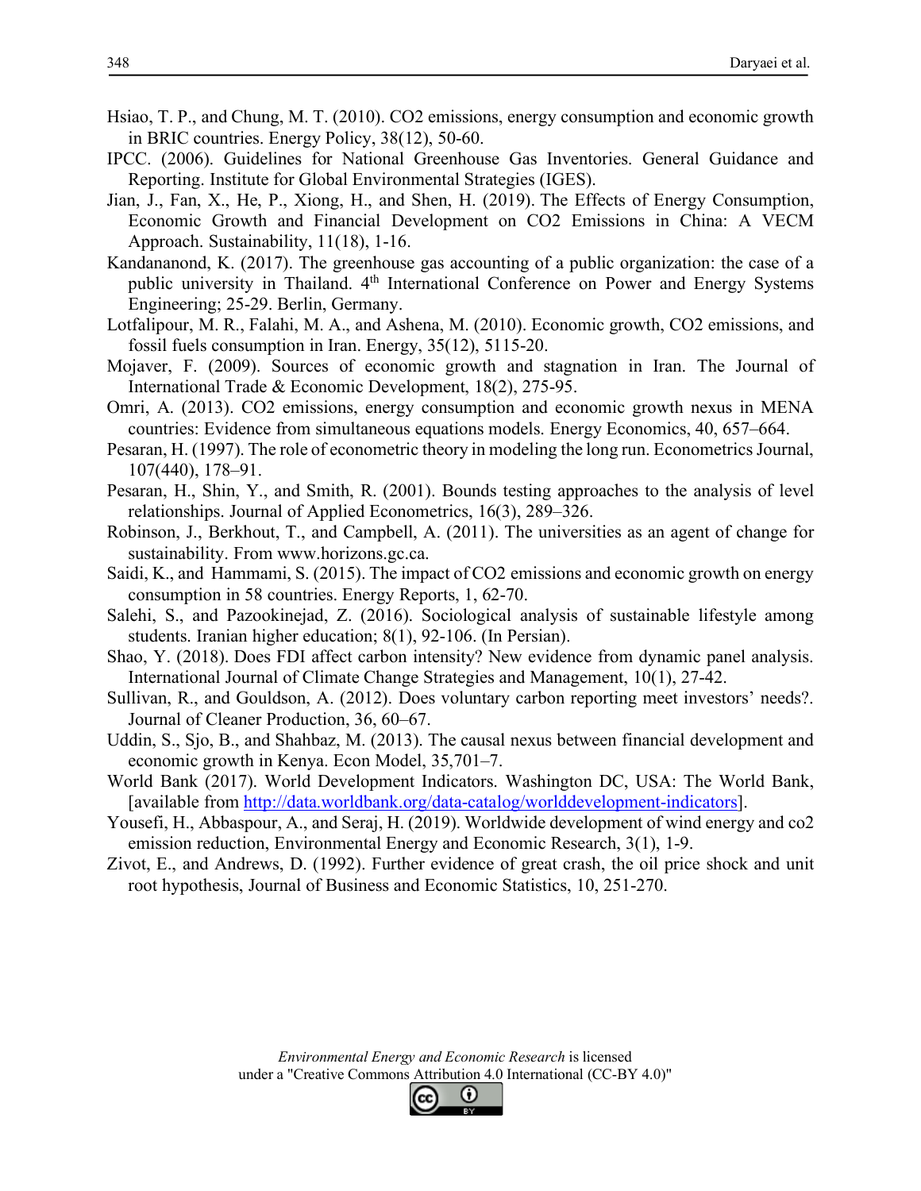Hsiao, T. P., and Chung, M. T. (2010). CO2 emissions, energy consumption and economic growth in BRIC countries. Energy Policy, 38(12), 50-60.

IPCC. (2006). Guidelines for National Greenhouse Gas Inventories. General Guidance and Reporting. Institute for Global Environmental Strategies (IGES).

Jian, J., Fan, X., He, P., Xiong, H., and Shen, H. (2019). The Effects of Energy Consumption, Economic Growth and Financial Development on CO2 Emissions in China: A VECM Approach. Sustainability, 11(18), 1-16.

Kandananond, K. (2017). The greenhouse gas accounting of a public organization: the case of a public university in Thailand. 4th International Conference on Power and Energy Systems Engineering; 25-29. Berlin, Germany.

Lotfalipour, M. R., Falahi, M. A., and Ashena, M. (2010). Economic growth, CO2 emissions, and fossil fuels consumption in Iran. Energy, 35(12), 5115-20.

Mojaver, F. (2009). Sources of economic growth and stagnation in Iran. The Journal of International Trade & Economic Development, 18(2), 275-95.

Omri, A. (2013). CO2 emissions, energy consumption and economic growth nexus in MENA countries: Evidence from simultaneous equations models. Energy Economics, 40, 657–664.

Pesaran, H. (1997). The role of econometric theory in modeling the long run. Econometrics Journal, 107(440), 178–91.

Pesaran, H., Shin, Y., and Smith, R. (2001). Bounds testing approaches to the analysis of level relationships. Journal of Applied Econometrics, 16(3), 289–326.

Robinson, J., Berkhout, T., and Campbell, A. (2011). The universities as an agent of change for sustainability. From www.horizons.gc.ca.

Saidi, K., and Hammami, S. (2015). The impact of CO2 emissions and economic growth on energy consumption in 58 countries. Energy Reports, 1, 62-70.

Salehi, S., and Pazookinejad, Z. (2016). Sociological analysis of sustainable lifestyle among students. Iranian higher education; 8(1), 92-106. (In Persian).

Shao, Y. (2018). Does FDI affect carbon intensity? New evidence from dynamic panel analysis. International Journal of Climate Change Strategies and Management, 10(1), 27-42.

Sullivan, R., and Gouldson, A. (2012). Does voluntary carbon reporting meet investors' needs?. Journal of Cleaner Production, 36, 60–67.

Uddin, S., Sjo, B., and Shahbaz, M. (2013). The causal nexus between financial development and economic growth in Kenya. Econ Model, 35,701–7.

World Bank (2017). World Development Indicators. Washington DC, USA: The World Bank, [available from http://data.worldbank.org/data-catalog/worlddevelopment-indicators].

Yousefi, H., Abbaspour, A., and Seraj, H. (2019). Worldwide development of wind energy and co2 emission reduction, Environmental Energy and Economic Research, 3(1), 1-9.

Zivot, E., and Andrews, D. (1992). Further evidence of great crash, the oil price shock and unit root hypothesis, Journal of Business and Economic Statistics, 10, 251-270.

*Environmental Energy and Economic Research* is licensed under a "Creative Commons Attribution 4.0 International (CC-BY 4.0)"